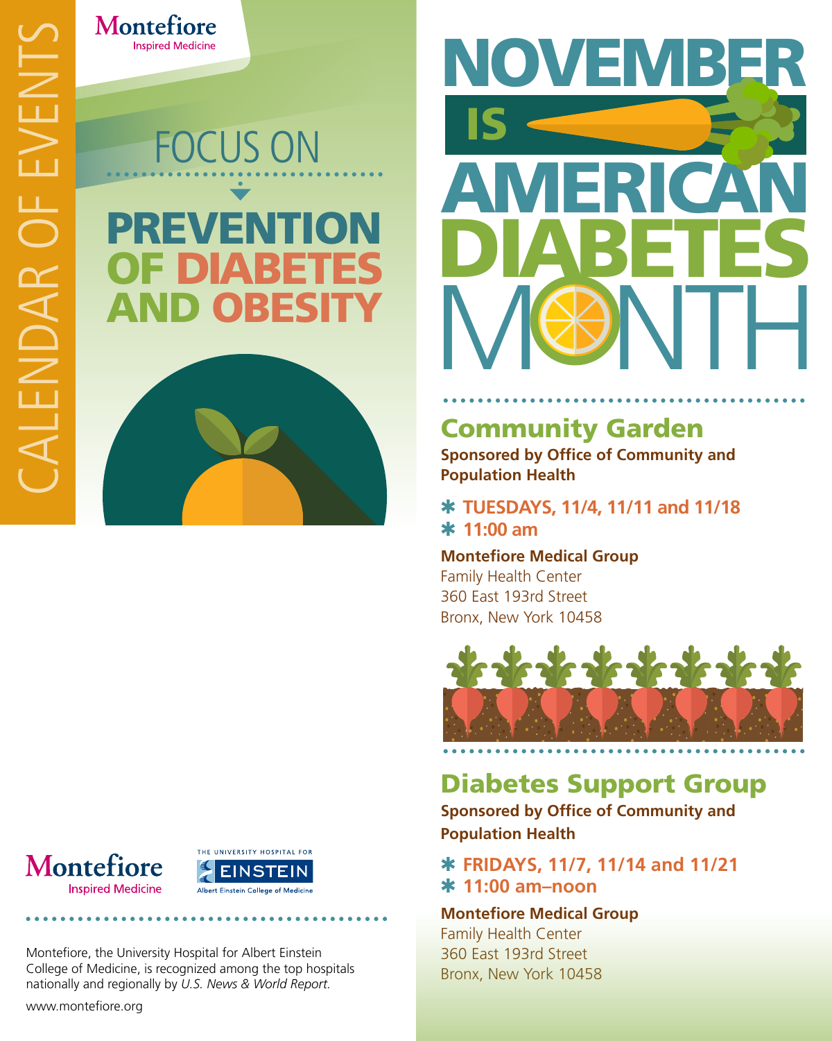CALENDAR OF EVENTS

Montefiore
Inspired Medicine

FOCUS ON

# PREVENTION OF DIABETES AND OBESITY

Montefiore
Inspired Medicine

THE UNIVERSITY HOSPITAL FOR EINSTEIN
Albert Einstein College of Medicine

Montefiore, the University Hospital for Albert Einstein College of Medicine, is recognized among the top hospitals nationally and regionally by *U.S. News & World Report.*

www.montefiore.org

# NOVEMBER IS AMERICAN DIABETES MONTH

## Community Garden

**Sponsored by Office of Community and Population Health**

* **TUESDAYS, 11/4, 11/11 and 11/18**
* **11:00 am**

**Montefiore Medical Group**
Family Health Center
360 East 193rd Street
Bronx, New York 10458

## Diabetes Support Group

**Sponsored by Office of Community and Population Health**

* **FRIDAYS, 11/7, 11/14 and 11/21**
* **11:00 am–noon**

**Montefiore Medical Group**
Family Health Center
360 East 193rd Street
Bronx, New York 10458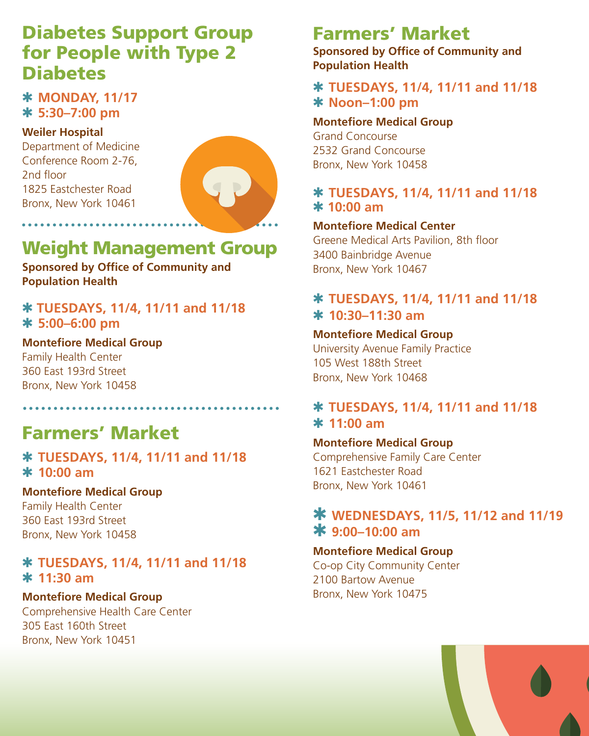## Diabetes Support Group for People with Type 2 Diabetes

* MONDAY, 11/17
* 5:30–7:00 pm

**Weiler Hospital**
Department of Medicine
Conference Room 2-76,
2nd floor
1825 Eastchester Road
Bronx, New York 10461

## Weight Management Group

**Sponsored by Office of Community and Population Health**

* TUESDAYS, 11/4, 11/11 and 11/18
* 5:00–6:00 pm

**Montefiore Medical Group**
Family Health Center
360 East 193rd Street
Bronx, New York 10458

## Farmers' Market

* TUESDAYS, 11/4, 11/11 and 11/18
* 10:00 am

**Montefiore Medical Group**
Family Health Center
360 East 193rd Street
Bronx, New York 10458

* TUESDAYS, 11/4, 11/11 and 11/18
* 11:30 am

**Montefiore Medical Group**
Comprehensive Health Care Center
305 East 160th Street
Bronx, New York 10451

## Farmers' Market

**Sponsored by Office of Community and Population Health**

* TUESDAYS, 11/4, 11/11 and 11/18
* Noon–1:00 pm

**Montefiore Medical Group**
Grand Concourse
2532 Grand Concourse
Bronx, New York 10458

* TUESDAYS, 11/4, 11/11 and 11/18
* 10:00 am

**Montefiore Medical Center**
Greene Medical Arts Pavilion, 8th floor
3400 Bainbridge Avenue
Bronx, New York 10467

* TUESDAYS, 11/4, 11/11 and 11/18
* 10:30–11:30 am

**Montefiore Medical Group**
University Avenue Family Practice
105 West 188th Street
Bronx, New York 10468

* TUESDAYS, 11/4, 11/11 and 11/18
* 11:00 am

**Montefiore Medical Group**
Comprehensive Family Care Center
1621 Eastchester Road
Bronx, New York 10461

* WEDNESDAYS, 11/5, 11/12 and 11/19
* 9:00–10:00 am

**Montefiore Medical Group**
Co-op City Community Center
2100 Bartow Avenue
Bronx, New York 10475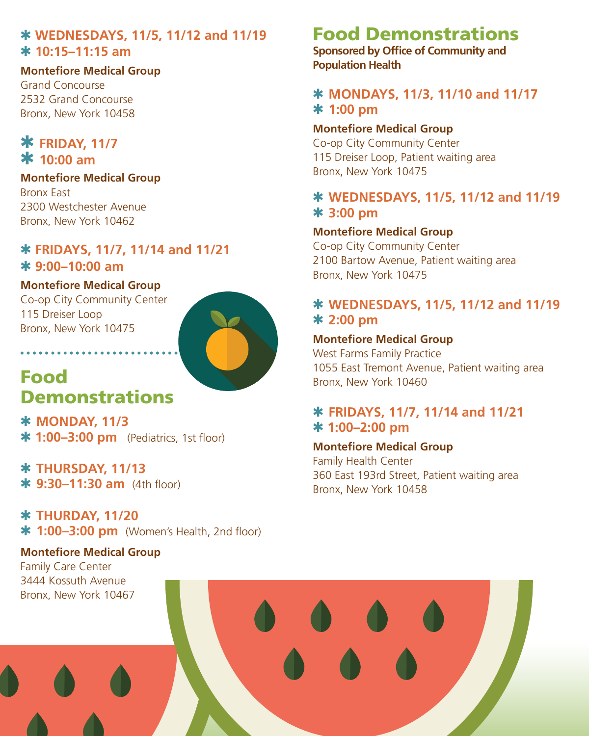✱ **WEDNESDAYS, 11/5, 11/12 and 11/19**
✱ **10:15–11:15 am**

**Montefiore Medical Group**
Grand Concourse
2532 Grand Concourse
Bronx, New York 10458

✱ **FRIDAY, 11/7**
✱ **10:00 am**

**Montefiore Medical Group**
Bronx East
2300 Westchester Avenue
Bronx, New York 10462

✱ **FRIDAYS, 11/7, 11/14 and 11/21**
✱ **9:00–10:00 am**

**Montefiore Medical Group**
Co-op City Community Center
115 Dreiser Loop
Bronx, New York 10475

## Food Demonstrations

✱ **MONDAY, 11/3**
✱ **1:00–3:00 pm** (Pediatrics, 1st floor)

✱ **THURSDAY, 11/13**
✱ **9:30–11:30 am** (4th floor)

✱ **THURDAY, 11/20**
✱ **1:00–3:00 pm** (Women's Health, 2nd floor)

**Montefiore Medical Group**
Family Care Center
3444 Kossuth Avenue
Bronx, New York 10467

## Food Demonstrations

**Sponsored by Office of Community and Population Health**

✱ **MONDAYS, 11/3, 11/10 and 11/17**
✱ **1:00 pm**

**Montefiore Medical Group**
Co-op City Community Center
115 Dreiser Loop, Patient waiting area
Bronx, New York 10475

✱ **WEDNESDAYS, 11/5, 11/12 and 11/19**
✱ **3:00 pm**

**Montefiore Medical Group**
Co-op City Community Center
2100 Bartow Avenue, Patient waiting area
Bronx, New York 10475

✱ **WEDNESDAYS, 11/5, 11/12 and 11/19**
✱ **2:00 pm**

**Montefiore Medical Group**
West Farms Family Practice
1055 East Tremont Avenue, Patient waiting area
Bronx, New York 10460

✱ **FRIDAYS, 11/7, 11/14 and 11/21**
✱ **1:00–2:00 pm**

**Montefiore Medical Group**
Family Health Center
360 East 193rd Street, Patient waiting area
Bronx, New York 10458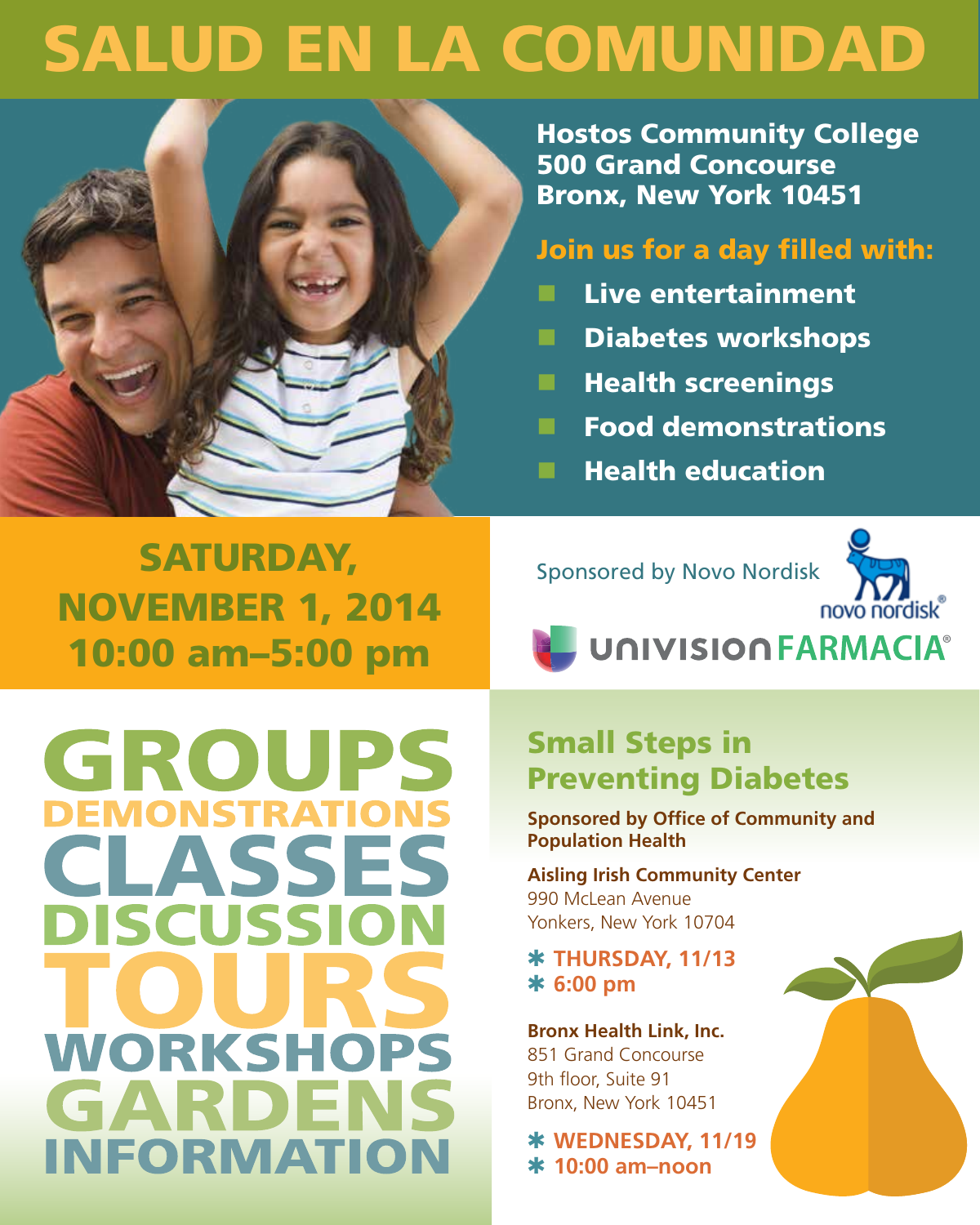# SALUD EN LA COMUNIDAD

**Hostos Community College**
**500 Grand Concourse**
**Bronx, New York 10451**

**Join us for a day filled with:**

- **Live entertainment**
- **Diabetes workshops**
- **Health screenings**
- **Food demonstrations**
- **Health education**

## SATURDAY, NOVEMBER 1, 2014
## 10:00 am–5:00 pm

Sponsored by Novo Nordisk

novo nordisk®

UNIVISION FARMACIA®

GROUPS
DEMONSTRATIONS
CLASSES
DISCUSSION
TOURS
WORKSHOPS
GARDENS
INFORMATION

## Small Steps in Preventing Diabetes

**Sponsored by Office of Community and Population Health**

**Aisling Irish Community Center**
990 McLean Avenue
Yonkers, New York 10704

- **THURSDAY, 11/13**
- **6:00 pm**

**Bronx Health Link, Inc.**
851 Grand Concourse
9th floor, Suite 91
Bronx, New York 10451

- **WEDNESDAY, 11/19**
- **10:00 am–noon**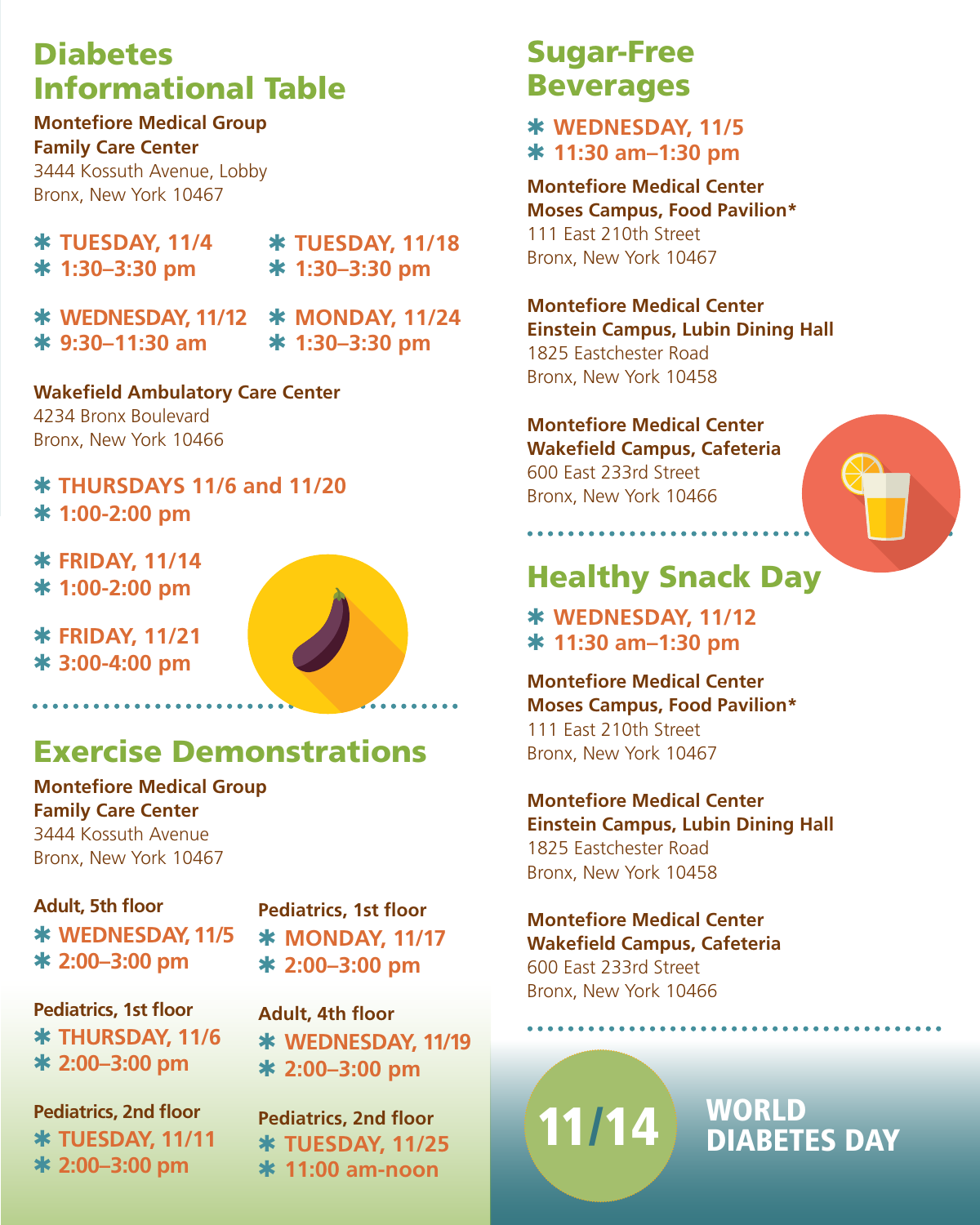## Diabetes Informational Table

**Montefiore Medical Group**
**Family Care Center**
3444 Kossuth Avenue, Lobby
Bronx, New York 10467

* **TUESDAY, 11/4**
* **1:30–3:30 pm**

* **WEDNESDAY, 11/12**
* **9:30–11:30 am**

* **TUESDAY, 11/18**
* **1:30–3:30 pm**

* **MONDAY, 11/24**
* **1:30–3:30 pm**

**Wakefield Ambulatory Care Center**
4234 Bronx Boulevard
Bronx, New York 10466

* **THURSDAYS 11/6 and 11/20**
* **1:00-2:00 pm**

* **FRIDAY, 11/14**
* **1:00-2:00 pm**

* **FRIDAY, 11/21**
* **3:00-4:00 pm**

## Exercise Demonstrations

**Montefiore Medical Group**
**Family Care Center**
3444 Kossuth Avenue
Bronx, New York 10467

**Adult, 5th floor**
* **WEDNESDAY, 11/5**
* **2:00–3:00 pm**

**Pediatrics, 1st floor**
* **THURSDAY, 11/6**
* **2:00–3:00 pm**

**Pediatrics, 2nd floor**
* **TUESDAY, 11/11**
* **2:00–3:00 pm**

**Pediatrics, 1st floor**
* **MONDAY, 11/17**
* **2:00–3:00 pm**

**Adult, 4th floor**
* **WEDNESDAY, 11/19**
* **2:00–3:00 pm**

**Pediatrics, 2nd floor**
* **TUESDAY, 11/25**
* **11:00 am-noon**

## Sugar-Free Beverages

* **WEDNESDAY, 11/5**
* **11:30 am–1:30 pm**

**Montefiore Medical Center**
**Moses Campus, Food Pavilion***
111 East 210th Street
Bronx, New York 10467

**Montefiore Medical Center**
**Einstein Campus, Lubin Dining Hall**
1825 Eastchester Road
Bronx, New York 10458

**Montefiore Medical Center**
**Wakefield Campus, Cafeteria**
600 East 233rd Street
Bronx, New York 10466

## Healthy Snack Day

* **WEDNESDAY, 11/12**
* **11:30 am–1:30 pm**

**Montefiore Medical Center**
**Moses Campus, Food Pavilion***
111 East 210th Street
Bronx, New York 10467

**Montefiore Medical Center**
**Einstein Campus, Lubin Dining Hall**
1825 Eastchester Road
Bronx, New York 10458

**Montefiore Medical Center**
**Wakefield Campus, Cafeteria**
600 East 233rd Street
Bronx, New York 10466

**11/14 WORLD DIABETES DAY**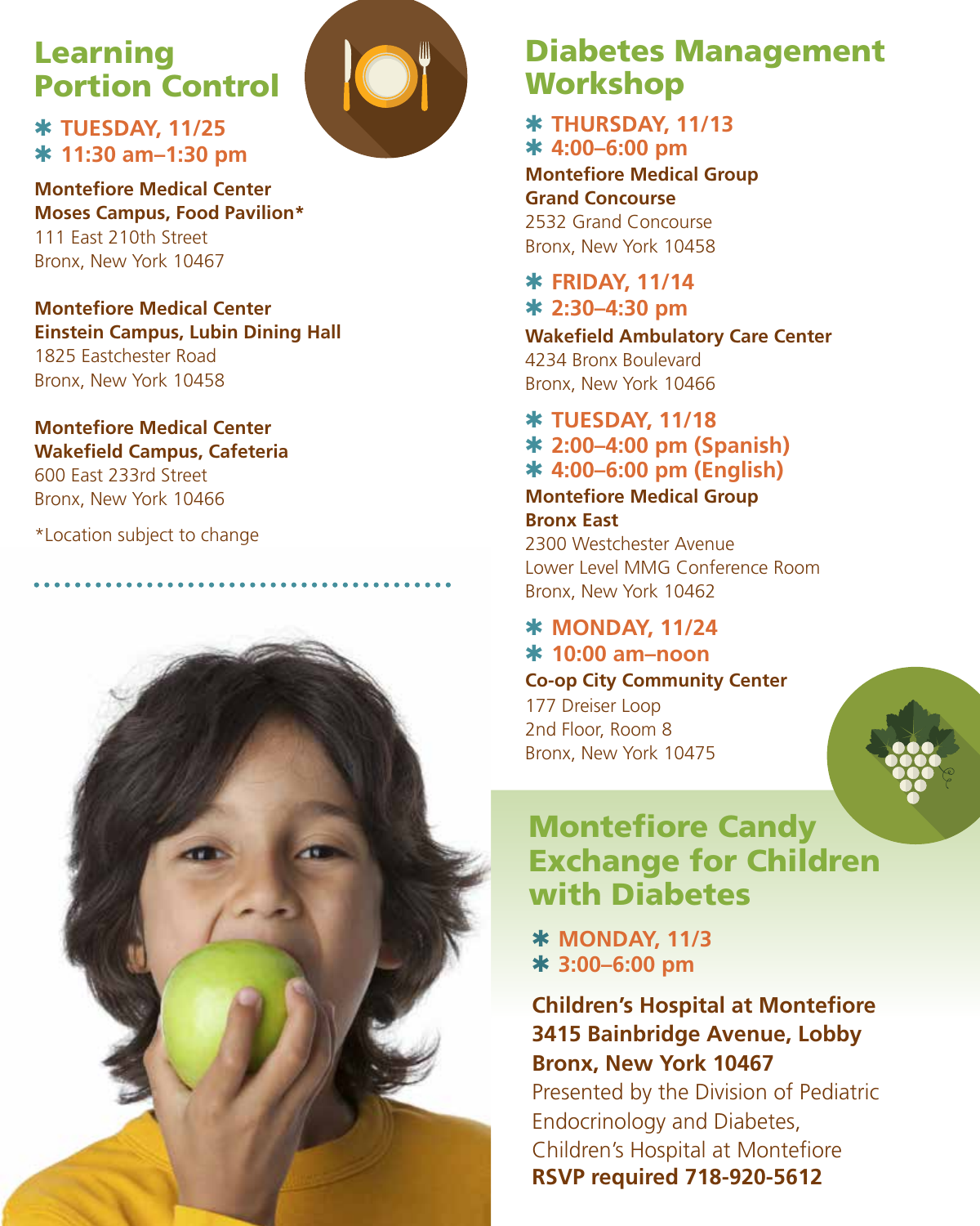## Learning Portion Control

* **TUESDAY, 11/25**
* **11:30 am–1:30 pm**

**Montefiore Medical Center**
**Moses Campus, Food Pavilion***
111 East 210th Street
Bronx, New York 10467

**Montefiore Medical Center**
**Einstein Campus, Lubin Dining Hall**
1825 Eastchester Road
Bronx, New York 10458

**Montefiore Medical Center**
**Wakefield Campus, Cafeteria**
600 East 233rd Street
Bronx, New York 10466

*Location subject to change

## Diabetes Management Workshop

* **THURSDAY, 11/13**
* **4:00–6:00 pm**

**Montefiore Medical Group**
**Grand Concourse**
2532 Grand Concourse
Bronx, New York 10458

* **FRIDAY, 11/14**
* **2:30–4:30 pm**

**Wakefield Ambulatory Care Center**
4234 Bronx Boulevard
Bronx, New York 10466

* **TUESDAY, 11/18**
* **2:00–4:00 pm (Spanish)**
* **4:00–6:00 pm (English)**

**Montefiore Medical Group**
**Bronx East**
2300 Westchester Avenue
Lower Level MMG Conference Room
Bronx, New York 10462

* **MONDAY, 11/24**
* **10:00 am–noon**

**Co-op City Community Center**
177 Dreiser Loop
2nd Floor, Room 8
Bronx, New York 10475

## Montefiore Candy Exchange for Children with Diabetes

* **MONDAY, 11/3**
* **3:00–6:00 pm**

**Children's Hospital at Montefiore**
**3415 Bainbridge Avenue, Lobby**
**Bronx, New York 10467**
Presented by the Division of Pediatric Endocrinology and Diabetes, Children's Hospital at Montefiore
**RSVP required 718-920-5612**